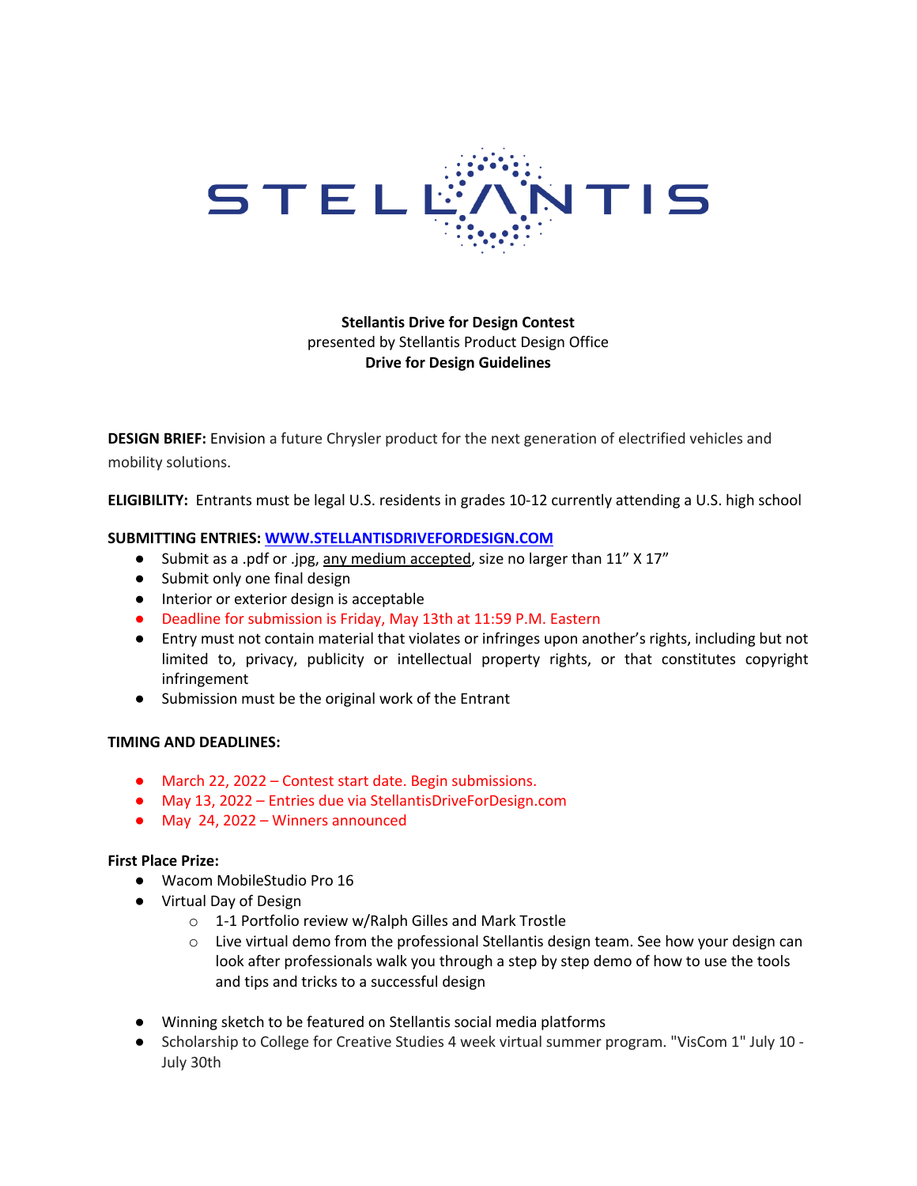STELLANTIS

**Stellantis Drive for Design Contest**
presented by Stellantis Product Design Office
**Drive for Design Guidelines**

**DESIGN BRIEF:** Envision a future Chrysler product for the next generation of electrified vehicles and mobility solutions.

**ELIGIBILITY:** Entrants must be legal U.S. residents in grades 10-12 currently attending a U.S. high school

**SUBMITTING ENTRIES:** [WWW.STELLANTISDRIVEFORDESIGN.COM](http://WWW.STELLANTISDRIVEFORDESIGN.COM)

- Submit as a .pdf or .jpg, any medium accepted, size no larger than 11" X 17"
- Submit only one final design
- Interior or exterior design is acceptable
- Deadline for submission is Friday, May 13th at 11:59 P.M. Eastern
- Entry must not contain material that violates or infringes upon another's rights, including but not limited to, privacy, publicity or intellectual property rights, or that constitutes copyright infringement
- Submission must be the original work of the Entrant

**TIMING AND DEADLINES:**

- March 22, 2022 – Contest start date. Begin submissions.
- May 13, 2022 – Entries due via StellantisDriveForDesign.com
- May 24, 2022 – Winners announced

**First Place Prize:**

- Wacom MobileStudio Pro 16
- Virtual Day of Design
  - 1-1 Portfolio review w/Ralph Gilles and Mark Trostle
  - Live virtual demo from the professional Stellantis design team. See how your design can look after professionals walk you through a step by step demo of how to use the tools and tips and tricks to a successful design
- Winning sketch to be featured on Stellantis social media platforms
- Scholarship to College for Creative Studies 4 week virtual summer program. "VisCom 1" July 10 - July 30th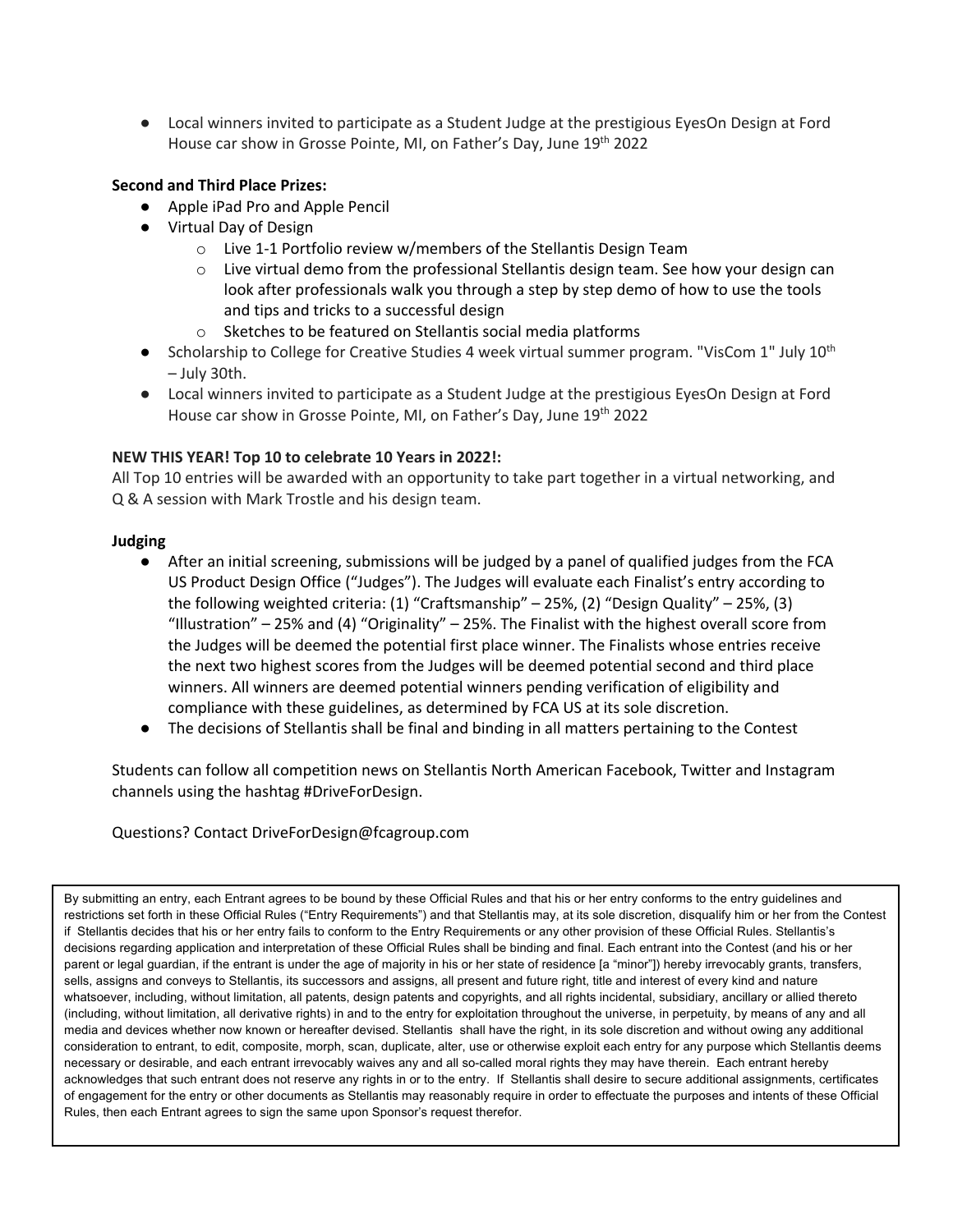- Local winners invited to participate as a Student Judge at the prestigious EyesOn Design at Ford House car show in Grosse Pointe, MI, on Father's Day, June 19th 2022

**Second and Third Place Prizes:**

- Apple iPad Pro and Apple Pencil
- Virtual Day of Design
    - Live 1-1 Portfolio review w/members of the Stellantis Design Team
    - Live virtual demo from the professional Stellantis design team. See how your design can look after professionals walk you through a step by step demo of how to use the tools and tips and tricks to a successful design
    - Sketches to be featured on Stellantis social media platforms
- Scholarship to College for Creative Studies 4 week virtual summer program. "VisCom 1" July 10th – July 30th.
- Local winners invited to participate as a Student Judge at the prestigious EyesOn Design at Ford House car show in Grosse Pointe, MI, on Father's Day, June 19th 2022

**NEW THIS YEAR! Top 10 to celebrate 10 Years in 2022!:**

All Top 10 entries will be awarded with an opportunity to take part together in a virtual networking, and Q & A session with Mark Trostle and his design team.

**Judging**

- After an initial screening, submissions will be judged by a panel of qualified judges from the FCA US Product Design Office ("Judges"). The Judges will evaluate each Finalist's entry according to the following weighted criteria: (1) "Craftsmanship" – 25%, (2) "Design Quality" – 25%, (3) "Illustration" – 25% and (4) "Originality" – 25%. The Finalist with the highest overall score from the Judges will be deemed the potential first place winner. The Finalists whose entries receive the next two highest scores from the Judges will be deemed potential second and third place winners. All winners are deemed potential winners pending verification of eligibility and compliance with these guidelines, as determined by FCA US at its sole discretion.
- The decisions of Stellantis shall be final and binding in all matters pertaining to the Contest

Students can follow all competition news on Stellantis North American Facebook, Twitter and Instagram channels using the hashtag #DriveForDesign.

Questions? Contact DriveForDesign@fcagroup.com

By submitting an entry, each Entrant agrees to be bound by these Official Rules and that his or her entry conforms to the entry guidelines and restrictions set forth in these Official Rules ("Entry Requirements") and that Stellantis may, at its sole discretion, disqualify him or her from the Contest if Stellantis decides that his or her entry fails to conform to the Entry Requirements or any other provision of these Official Rules. Stellantis's decisions regarding application and interpretation of these Official Rules shall be binding and final. Each entrant into the Contest (and his or her parent or legal guardian, if the entrant is under the age of majority in his or her state of residence [a "minor"]) hereby irrevocably grants, transfers, sells, assigns and conveys to Stellantis, its successors and assigns, all present and future right, title and interest of every kind and nature whatsoever, including, without limitation, all patents, design patents and copyrights, and all rights incidental, subsidiary, ancillary or allied thereto (including, without limitation, all derivative rights) in and to the entry for exploitation throughout the universe, in perpetuity, by means of any and all media and devices whether now known or hereafter devised. Stellantis shall have the right, in its sole discretion and without owing any additional consideration to entrant, to edit, composite, morph, scan, duplicate, alter, use or otherwise exploit each entry for any purpose which Stellantis deems necessary or desirable, and each entrant irrevocably waives any and all so-called moral rights they may have therein. Each entrant hereby acknowledges that such entrant does not reserve any rights in or to the entry. If Stellantis shall desire to secure additional assignments, certificates of engagement for the entry or other documents as Stellantis may reasonably require in order to effectuate the purposes and intents of these Official Rules, then each Entrant agrees to sign the same upon Sponsor's request therefor.